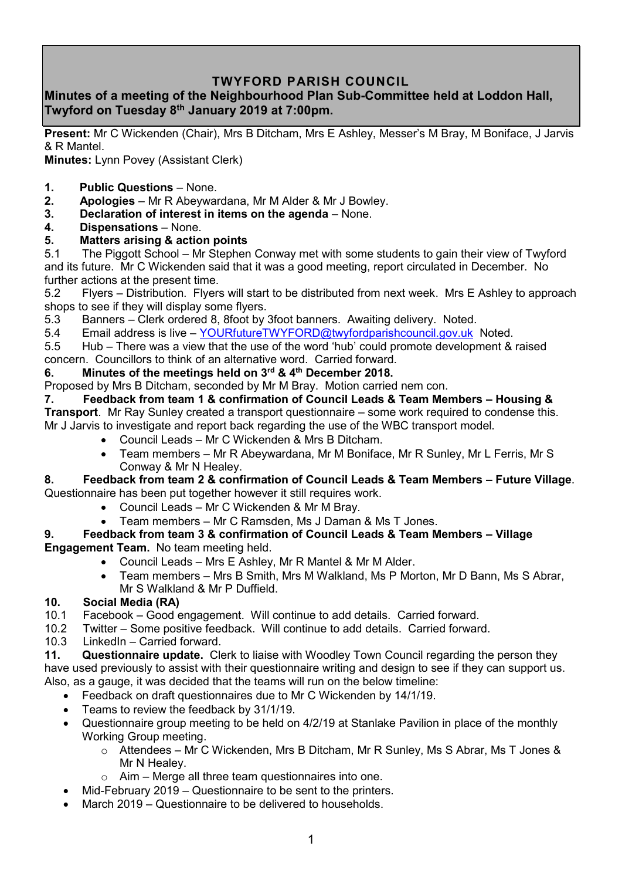# TWYFORD PARISH COUNCIL

## Minutes of a meeting of the Neighbourhood Plan Sub-Committee held at Loddon Hall, Twyford on Tuesday 8th January 2019 at 7:00pm.

**Present:** Mr C Wickenden (Chair), Mrs B Ditcham, Mrs E Ashley, Messer's M Bray, M Boniface, J Jarvis & R Mantel.

**Minutes:** Lynn Povey (Assistant Clerk)

1. **Public Questions** – None.
2. **Apologies** – Mr R Abeywardana, Mr M Alder & Mr J Bowley.
3. **Declaration of interest in items on the agenda** – None.
4. **Dispensations** – None.
5. **Matters arising & action points**

5.1 The Piggott School – Mr Stephen Conway met with some students to gain their view of Twyford and its future. Mr C Wickenden said that it was a good meeting, report circulated in December. No further actions at the present time.

5.2 Flyers – Distribution. Flyers will start to be distributed from next week. Mrs E Ashley to approach shops to see if they will display some flyers.

5.3 Banners – Clerk ordered 8, 8foot by 3foot banners. Awaiting delivery. Noted.

5.4 Email address is live – YOURfutureTWYFORD@twyfordparishcouncil.gov.uk Noted.

5.5 Hub – There was a view that the use of the word 'hub' could promote development & raised concern. Councillors to think of an alternative word. Carried forward.

**6. Minutes of the meetings held on 3rd & 4th December 2018.**

Proposed by Mrs B Ditcham, seconded by Mr M Bray. Motion carried nem con.

**7. Feedback from team 1 & confirmation of Council Leads & Team Members – Housing & Transport**. Mr Ray Sunley created a transport questionnaire – some work required to condense this. Mr J Jarvis to investigate and report back regarding the use of the WBC transport model.

- Council Leads – Mr C Wickenden & Mrs B Ditcham.
- Team members – Mr R Abeywardana, Mr M Boniface, Mr R Sunley, Mr L Ferris, Mr S Conway & Mr N Healey.

**8. Feedback from team 2 & confirmation of Council Leads & Team Members – Future Village**. Questionnaire has been put together however it still requires work.

- Council Leads – Mr C Wickenden & Mr M Bray.
- Team members – Mr C Ramsden, Ms J Daman & Ms T Jones.

**9. Feedback from team 3 & confirmation of Council Leads & Team Members – Village Engagement Team.** No team meeting held.

- Council Leads – Mrs E Ashley, Mr R Mantel & Mr M Alder.
- Team members – Mrs B Smith, Mrs M Walkland, Ms P Morton, Mr D Bann, Ms S Abrar, Mr S Walkland & Mr P Duffield.

**10. Social Media (RA)**

10.1 Facebook – Good engagement. Will continue to add details. Carried forward.

10.2 Twitter – Some positive feedback. Will continue to add details. Carried forward.

10.3 LinkedIn – Carried forward.

**11. Questionnaire update.** Clerk to liaise with Woodley Town Council regarding the person they have used previously to assist with their questionnaire writing and design to see if they can support us. Also, as a gauge, it was decided that the teams will run on the below timeline:

- Feedback on draft questionnaires due to Mr C Wickenden by 14/1/19.
- Teams to review the feedback by 31/1/19.
- Questionnaire group meeting to be held on 4/2/19 at Stanlake Pavilion in place of the monthly Working Group meeting.
  - Attendees – Mr C Wickenden, Mrs B Ditcham, Mr R Sunley, Ms S Abrar, Ms T Jones & Mr N Healey.
  - Aim – Merge all three team questionnaires into one.
- Mid-February 2019 – Questionnaire to be sent to the printers.
- March 2019 – Questionnaire to be delivered to households.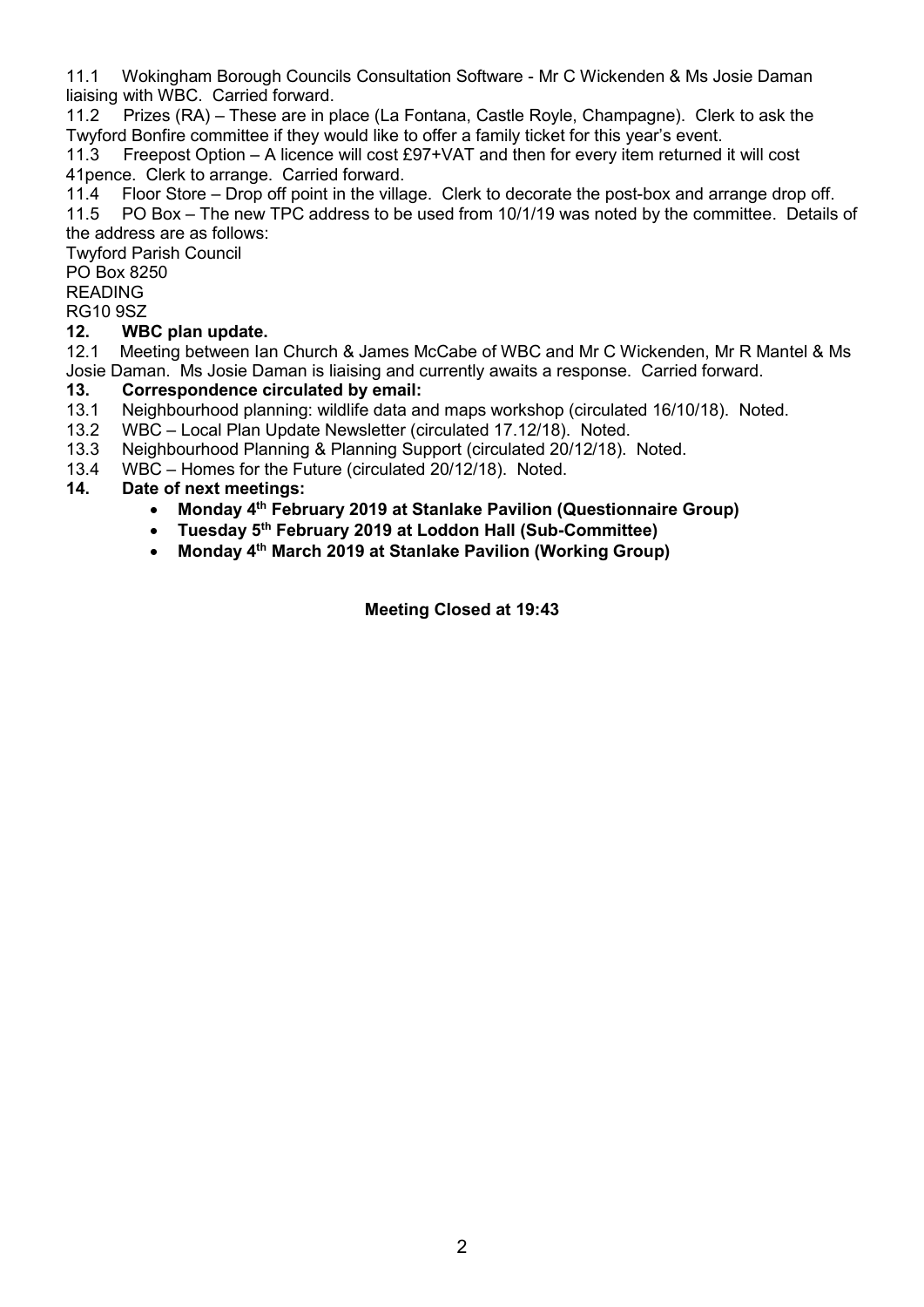11.1 Wokingham Borough Councils Consultation Software - Mr C Wickenden & Ms Josie Daman liaising with WBC. Carried forward.

11.2 Prizes (RA) – These are in place (La Fontana, Castle Royle, Champagne). Clerk to ask the Twyford Bonfire committee if they would like to offer a family ticket for this year's event.

11.3 Freepost Option – A licence will cost £97+VAT and then for every item returned it will cost 41pence. Clerk to arrange. Carried forward.

11.4 Floor Store – Drop off point in the village. Clerk to decorate the post-box and arrange drop off.

11.5 PO Box – The new TPC address to be used from 10/1/19 was noted by the committee. Details of the address are as follows:

Twyford Parish Council
PO Box 8250
READING
RG10 9SZ

## 12. WBC plan update.

12.1 Meeting between Ian Church & James McCabe of WBC and Mr C Wickenden, Mr R Mantel & Ms Josie Daman. Ms Josie Daman is liaising and currently awaits a response. Carried forward.

## 13. Correspondence circulated by email:

13.1 Neighbourhood planning: wildlife data and maps workshop (circulated 16/10/18). Noted.

13.2 WBC – Local Plan Update Newsletter (circulated 17.12/18). Noted.

13.3 Neighbourhood Planning & Planning Support (circulated 20/12/18). Noted.

13.4 WBC – Homes for the Future (circulated 20/12/18). Noted.

## 14. Date of next meetings:

- **Monday 4th February 2019 at Stanlake Pavilion (Questionnaire Group)**
- **Tuesday 5th February 2019 at Loddon Hall (Sub-Committee)**
- **Monday 4th March 2019 at Stanlake Pavilion (Working Group)**

**Meeting Closed at 19:43**